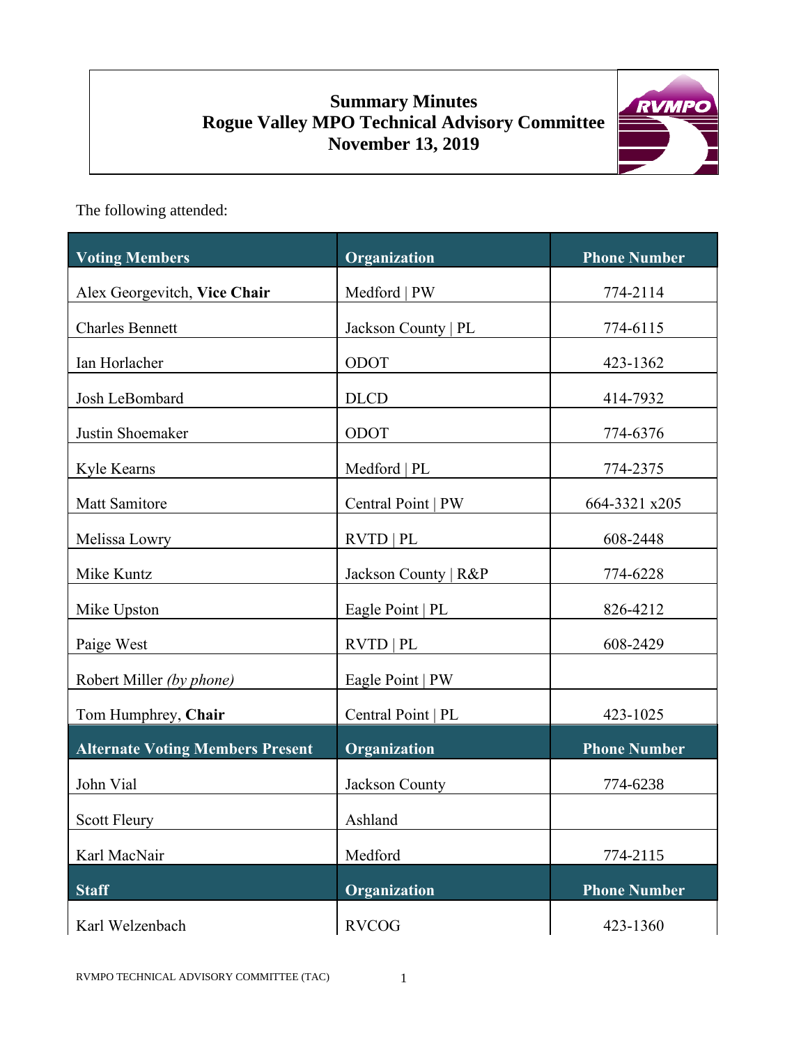# Summary Minutes
# Rogue Valley MPO Technical Advisory Committee
# November 13, 2019

The following attended:

| Voting Members | Organization | Phone Number |
|---|---|---|
| Alex Georgevitch, **Vice Chair** | Medford &#124; PW | 774-2114 |
| Charles Bennett | Jackson County &#124; PL | 774-6115 |
| Ian Horlacher | ODOT | 423-1362 |
| Josh LeBombard | DLCD | 414-7932 |
| Justin Shoemaker | ODOT | 774-6376 |
| Kyle Kearns | Medford &#124; PL | 774-2375 |
| Matt Samitore | Central Point &#124; PW | 664-3321 x205 |
| Melissa Lowry | RVTD &#124; PL | 608-2448 |
| Mike Kuntz | Jackson County &#124; R&P | 774-6228 |
| Mike Upston | Eagle Point &#124; PL | 826-4212 |
| Paige West | RVTD &#124; PL | 608-2429 |
| Robert Miller *(by phone)* | Eagle Point &#124; PW | |
| Tom Humphrey, **Chair** | Central Point &#124; PL | 423-1025 |
| **Alternate Voting Members Present** | **Organization** | **Phone Number** |
| John Vial | Jackson County | 774-6238 |
| Scott Fleury | Ashland | |
| Karl MacNair | Medford | 774-2115 |
| **Staff** | **Organization** | **Phone Number** |
| Karl Welzenbach | RVCOG | 423-1360 |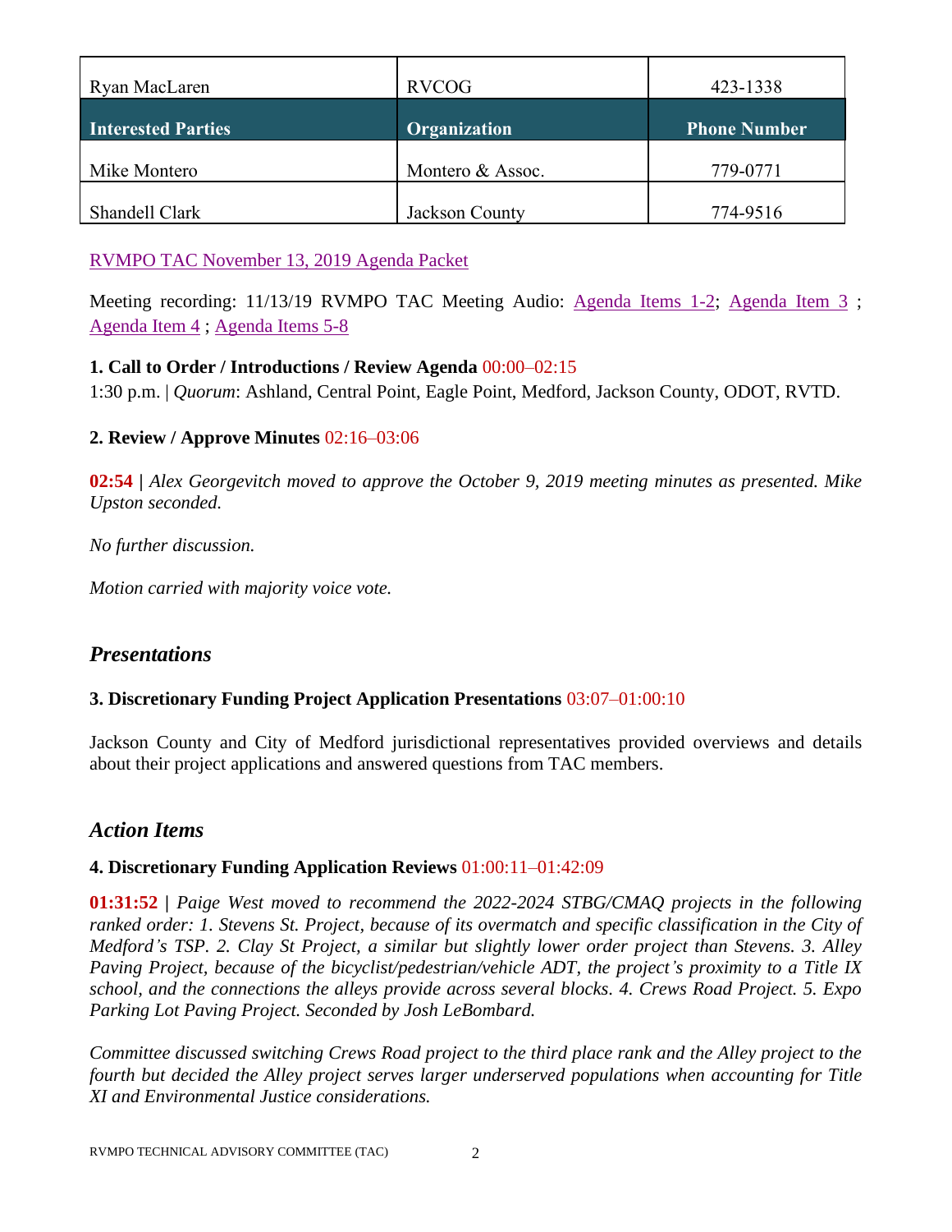| Ryan MacLaren | RVCOG | 423-1338 |
|---|---|---|
| **Interested Parties** | **Organization** | **Phone Number** |
| Mike Montero | Montero & Assoc. | 779-0771 |
| Shandell Clark | Jackson County | 774-9516 |

RVMPO TAC November 13, 2019 Agenda Packet

Meeting recording: 11/13/19 RVMPO TAC Meeting Audio: Agenda Items 1-2; Agenda Item 3 ; Agenda Item 4 ; Agenda Items 5-8

**1. Call to Order / Introductions / Review Agenda** 00:00–02:15
1:30 p.m. | *Quorum*: Ashland, Central Point, Eagle Point, Medford, Jackson County, ODOT, RVTD.

**2. Review / Approve Minutes** 02:16–03:06

**02:54 |** *Alex Georgevitch moved to approve the October 9, 2019 meeting minutes as presented. Mike Upston seconded.*

*No further discussion.*

*Motion carried with majority voice vote.*

## *Presentations*

**3. Discretionary Funding Project Application Presentations** 03:07–01:00:10

Jackson County and City of Medford jurisdictional representatives provided overviews and details about their project applications and answered questions from TAC members.

## *Action Items*

**4. Discretionary Funding Application Reviews** 01:00:11–01:42:09

**01:31:52 |** *Paige West moved to recommend the 2022-2024 STBG/CMAQ projects in the following ranked order: 1. Stevens St. Project, because of its overmatch and specific classification in the City of Medford's TSP. 2. Clay St Project, a similar but slightly lower order project than Stevens. 3. Alley Paving Project, because of the bicyclist/pedestrian/vehicle ADT, the project's proximity to a Title IX school, and the connections the alleys provide across several blocks. 4. Crews Road Project. 5. Expo Parking Lot Paving Project. Seconded by Josh LeBombard.*

*Committee discussed switching Crews Road project to the third place rank and the Alley project to the fourth but decided the Alley project serves larger underserved populations when accounting for Title XI and Environmental Justice considerations.*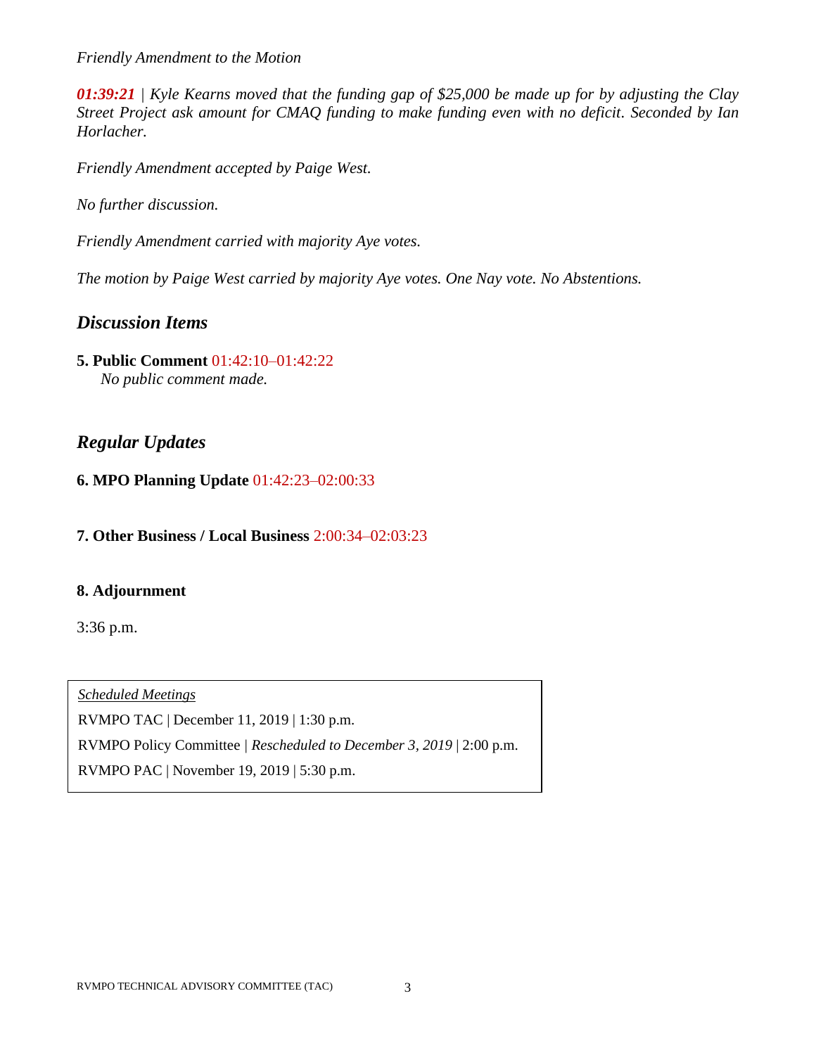*Friendly Amendment to the Motion*

***01:39:21** | Kyle Kearns moved that the funding gap of $25,000 be made up for by adjusting the Clay Street Project ask amount for CMAQ funding to make funding even with no deficit. Seconded by Ian Horlacher.*

*Friendly Amendment accepted by Paige West.*

*No further discussion.*

*Friendly Amendment carried with majority Aye votes.*

*The motion by Paige West carried by majority Aye votes. One Nay vote. No Abstentions.*

## *Discussion Items*

**5. Public Comment** 01:42:10–01:42:22

*No public comment made.*

## *Regular Updates*

**6. MPO Planning Update** 01:42:23–02:00:33

**7. Other Business / Local Business** 2:00:34–02:03:23

**8. Adjournment**

3:36 p.m.

*Scheduled Meetings*

RVMPO TAC | December 11, 2019 | 1:30 p.m.

RVMPO Policy Committee | *Rescheduled to December 3, 2019* | 2:00 p.m.

RVMPO PAC | November 19, 2019 | 5:30 p.m.